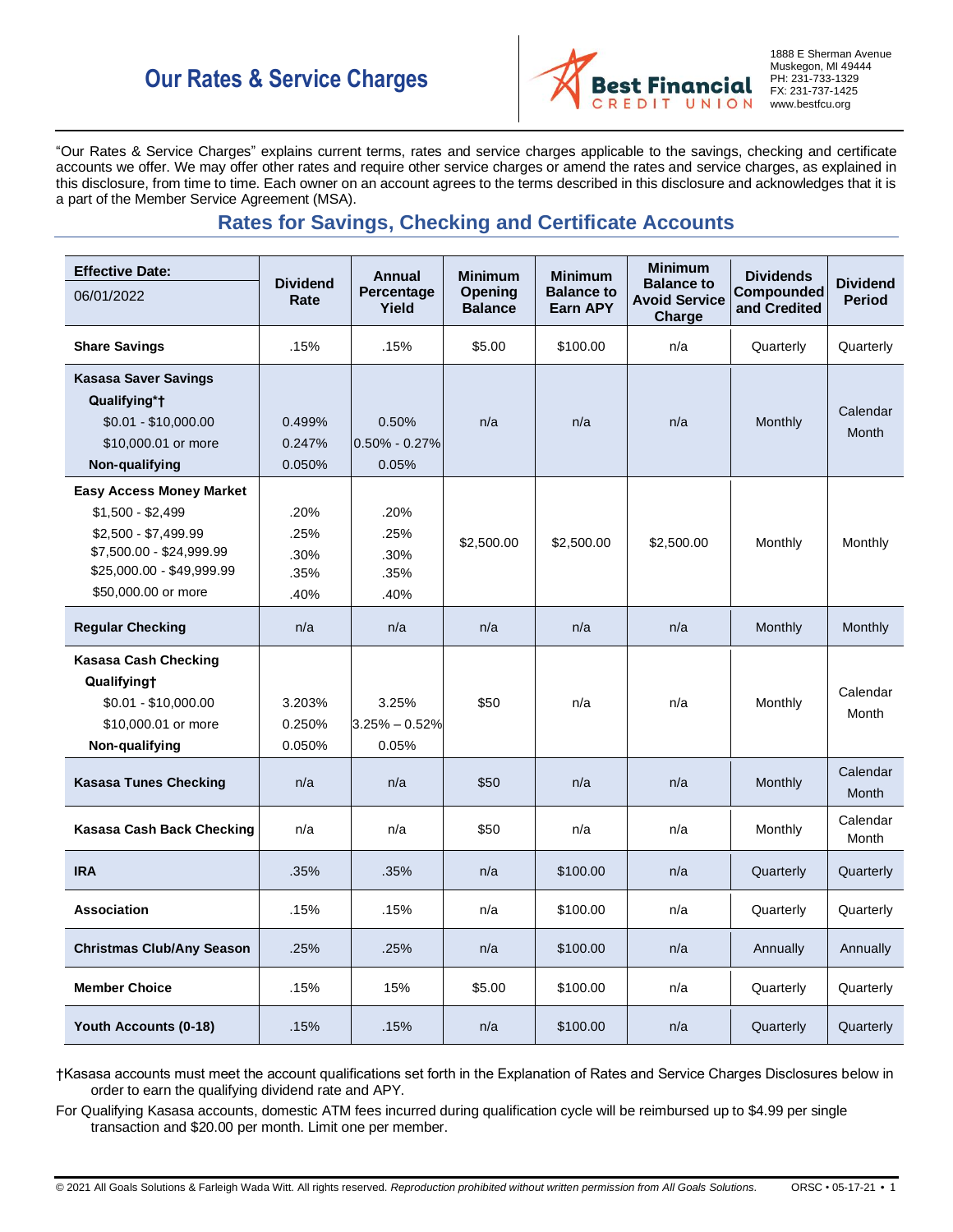# Our Rates & Service Charges

**Best Financial CREDIT UNION**

1888 E Sherman Avenue
Muskegon, MI 49444
PH: 231-733-1329
FX: 231-737-1425
www.bestfcu.org

"Our Rates & Service Charges" explains current terms, rates and service charges applicable to the savings, checking and certificate accounts we offer. We may offer other rates and require other service charges or amend the rates and service charges, as explained in this disclosure, from time to time. Each owner on an account agrees to the terms described in this disclosure and acknowledges that it is a part of the Member Service Agreement (MSA).

## Rates for Savings, Checking and Certificate Accounts

| **Effective Date:** 06/01/2022 | Dividend Rate | Annual Percentage Yield | Minimum Opening Balance | Minimum Balance to Earn APY | Minimum Balance to Avoid Service Charge | Dividends Compounded and Credited | Dividend Period |
|---|---|---|---|---|---|---|---|
| **Share Savings** | .15% | .15% | $5.00 | $100.00 | n/a | Quarterly | Quarterly |
| **Kasasa Saver Savings** | | | n/a | n/a | n/a | Monthly | Calendar Month |
| **Qualifying*†** | | | | | | | |
| $0.01 - $10,000.00 | 0.499% | 0.50% | | | | | |
| $10,000.01 or more | 0.247% | 0.50% - 0.27% | | | | | |
| **Non-qualifying** | 0.050% | 0.05% | | | | | |
| **Easy Access Money Market** | | | $2,500.00 | $2,500.00 | $2,500.00 | Monthly | Monthly |
| $1,500 - $2,499 | .20% | .20% | | | | | |
| $2,500 - $7,499.99 | .25% | .25% | | | | | |
| $7,500.00 - $24,999.99 | .30% | .30% | | | | | |
| $25,000.00 - $49,999.99 | .35% | .35% | | | | | |
| $50,000.00 or more | .40% | .40% | | | | | |
| **Regular Checking** | n/a | n/a | n/a | n/a | n/a | Monthly | Monthly |
| **Kasasa Cash Checking** | | | $50 | n/a | n/a | Monthly | Calendar Month |
| **Qualifying†** | | | | | | | |
| $0.01 - $10,000.00 | 3.203% | 3.25% | | | | | |
| $10,000.01 or more | 0.250% | 3.25% – 0.52% | | | | | |
| **Non-qualifying** | 0.050% | 0.05% | | | | | |
| **Kasasa Tunes Checking** | n/a | n/a | $50 | n/a | n/a | Monthly | Calendar Month |
| **Kasasa Cash Back Checking** | n/a | n/a | $50 | n/a | n/a | Monthly | Calendar Month |
| **IRA** | .35% | .35% | n/a | $100.00 | n/a | Quarterly | Quarterly |
| **Association** | .15% | .15% | n/a | $100.00 | n/a | Quarterly | Quarterly |
| **Christmas Club/Any Season** | .25% | .25% | n/a | $100.00 | n/a | Annually | Annually |
| **Member Choice** | .15% | 15% | $5.00 | $100.00 | n/a | Quarterly | Quarterly |
| **Youth Accounts (0-18)** | .15% | .15% | n/a | $100.00 | n/a | Quarterly | Quarterly |

†Kasasa accounts must meet the account qualifications set forth in the Explanation of Rates and Service Charges Disclosures below in order to earn the qualifying dividend rate and APY.

For Qualifying Kasasa accounts, domestic ATM fees incurred during qualification cycle will be reimbursed up to $4.99 per single transaction and $20.00 per month. Limit one per member.

© 2021 All Goals Solutions & Farleigh Wada Witt. All rights reserved. *Reproduction prohibited without written permission from All Goals Solutions.* ORSC • 05-17-21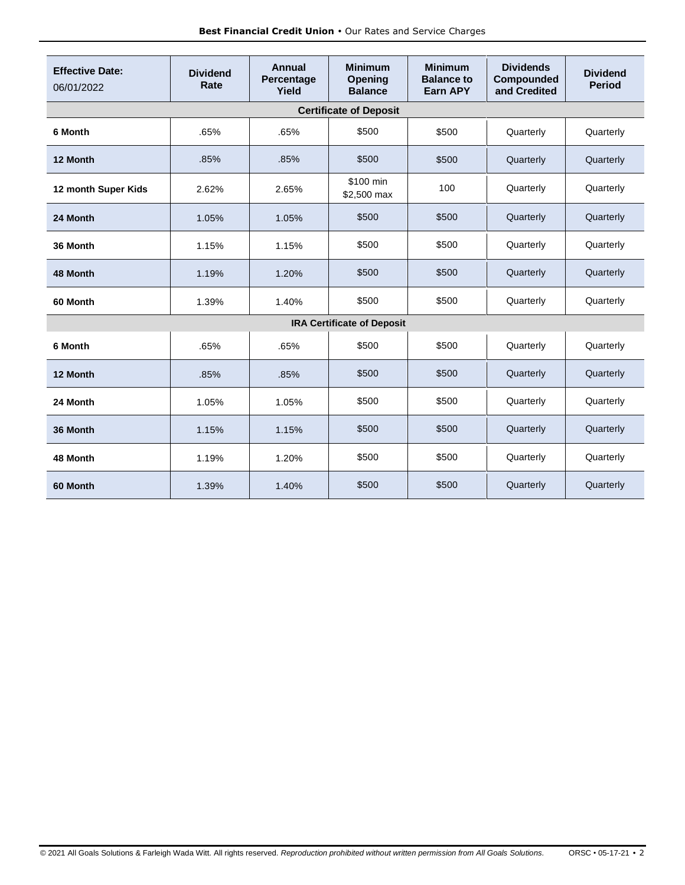| Effective Date: 06/01/2022 | Dividend Rate | Annual Percentage Yield | Minimum Opening Balance | Minimum Balance to Earn APY | Dividends Compounded and Credited | Dividend Period |
|---|---|---|---|---|---|---|
| **Certificate of Deposit** | | | | | | |
| **6 Month** | .65% | .65% | $500 | $500 | Quarterly | Quarterly |
| **12 Month** | .85% | .85% | $500 | $500 | Quarterly | Quarterly |
| **12 month Super Kids** | 2.62% | 2.65% | $100 min $2,500 max | 100 | Quarterly | Quarterly |
| **24 Month** | 1.05% | 1.05% | $500 | $500 | Quarterly | Quarterly |
| **36 Month** | 1.15% | 1.15% | $500 | $500 | Quarterly | Quarterly |
| **48 Month** | 1.19% | 1.20% | $500 | $500 | Quarterly | Quarterly |
| **60 Month** | 1.39% | 1.40% | $500 | $500 | Quarterly | Quarterly |
| **IRA Certificate of Deposit** | | | | | | |
| **6 Month** | .65% | .65% | $500 | $500 | Quarterly | Quarterly |
| **12 Month** | .85% | .85% | $500 | $500 | Quarterly | Quarterly |
| **24 Month** | 1.05% | 1.05% | $500 | $500 | Quarterly | Quarterly |
| **36 Month** | 1.15% | 1.15% | $500 | $500 | Quarterly | Quarterly |
| **48 Month** | 1.19% | 1.20% | $500 | $500 | Quarterly | Quarterly |
| **60 Month** | 1.39% | 1.40% | $500 | $500 | Quarterly | Quarterly |

© 2021 All Goals Solutions & Farleigh Wada Witt. All rights reserved. *Reproduction prohibited without written permission from All Goals Solutions.* ORSC • 05-17-21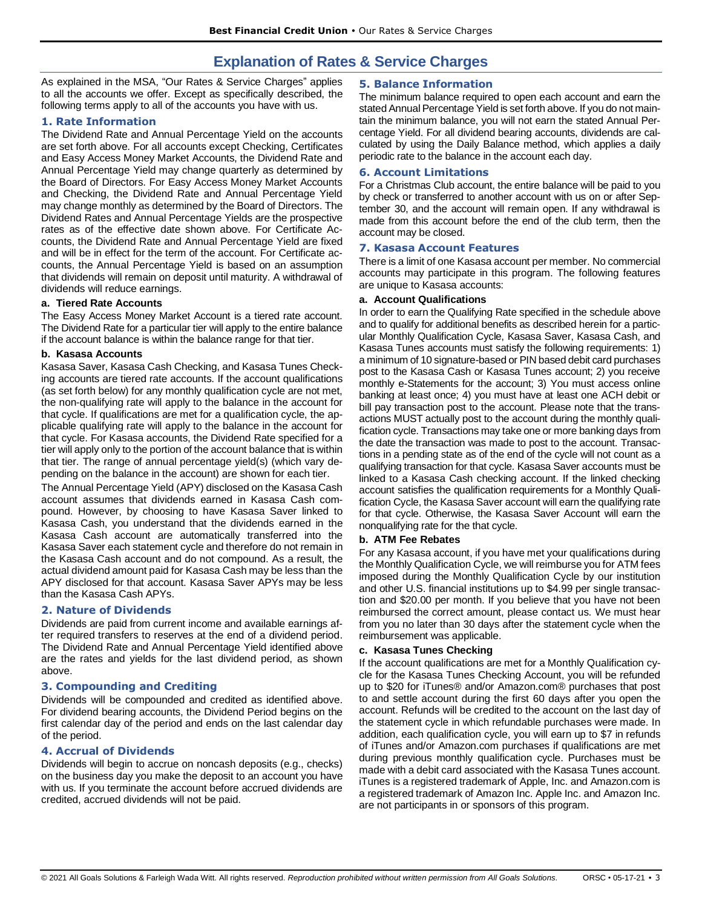# Explanation of Rates & Service Charges

As explained in the MSA, "Our Rates & Service Charges" applies to all the accounts we offer. Except as specifically described, the following terms apply to all of the accounts you have with us.

## 1. Rate Information

The Dividend Rate and Annual Percentage Yield on the accounts are set forth above. For all accounts except Checking, Certificates and Easy Access Money Market Accounts, the Dividend Rate and Annual Percentage Yield may change quarterly as determined by the Board of Directors. For Easy Access Money Market Accounts and Checking, the Dividend Rate and Annual Percentage Yield may change monthly as determined by the Board of Directors. The Dividend Rates and Annual Percentage Yields are the prospective rates as of the effective date shown above. For Certificate Accounts, the Dividend Rate and Annual Percentage Yield are fixed and will be in effect for the term of the account. For Certificate accounts, the Annual Percentage Yield is based on an assumption that dividends will remain on deposit until maturity. A withdrawal of dividends will reduce earnings.

### a. Tiered Rate Accounts

The Easy Access Money Market Account is a tiered rate account. The Dividend Rate for a particular tier will apply to the entire balance if the account balance is within the balance range for that tier.

### b. Kasasa Accounts

Kasasa Saver, Kasasa Cash Checking, and Kasasa Tunes Checking accounts are tiered rate accounts. If the account qualifications (as set forth below) for any monthly qualification cycle are not met, the non-qualifying rate will apply to the balance in the account for that cycle. If qualifications are met for a qualification cycle, the applicable qualifying rate will apply to the balance in the account for that cycle. For Kasasa accounts, the Dividend Rate specified for a tier will apply only to the portion of the account balance that is within that tier. The range of annual percentage yield(s) (which vary depending on the balance in the account) are shown for each tier.

The Annual Percentage Yield (APY) disclosed on the Kasasa Cash account assumes that dividends earned in Kasasa Cash compound. However, by choosing to have Kasasa Saver linked to Kasasa Cash, you understand that the dividends earned in the Kasasa Cash account are automatically transferred into the Kasasa Saver each statement cycle and therefore do not remain in the Kasasa Cash account and do not compound. As a result, the actual dividend amount paid for Kasasa Cash may be less than the APY disclosed for that account. Kasasa Saver APYs may be less than the Kasasa Cash APYs.

## 2. Nature of Dividends

Dividends are paid from current income and available earnings after required transfers to reserves at the end of a dividend period. The Dividend Rate and Annual Percentage Yield identified above are the rates and yields for the last dividend period, as shown above.

## 3. Compounding and Crediting

Dividends will be compounded and credited as identified above. For dividend bearing accounts, the Dividend Period begins on the first calendar day of the period and ends on the last calendar day of the period.

## 4. Accrual of Dividends

Dividends will begin to accrue on noncash deposits (e.g., checks) on the business day you make the deposit to an account you have with us. If you terminate the account before accrued dividends are credited, accrued dividends will not be paid.

## 5. Balance Information

The minimum balance required to open each account and earn the stated Annual Percentage Yield is set forth above. If you do not maintain the minimum balance, you will not earn the stated Annual Percentage Yield. For all dividend bearing accounts, dividends are calculated by using the Daily Balance method, which applies a daily periodic rate to the balance in the account each day.

## 6. Account Limitations

For a Christmas Club account, the entire balance will be paid to you by check or transferred to another account with us on or after September 30, and the account will remain open. If any withdrawal is made from this account before the end of the club term, then the account may be closed.

## 7. Kasasa Account Features

There is a limit of one Kasasa account per member. No commercial accounts may participate in this program. The following features are unique to Kasasa accounts:

### a. Account Qualifications

In order to earn the Qualifying Rate specified in the schedule above and to qualify for additional benefits as described herein for a particular Monthly Qualification Cycle, Kasasa Saver, Kasasa Cash, and Kasasa Tunes accounts must satisfy the following requirements: 1) a minimum of 10 signature-based or PIN based debit card purchases post to the Kasasa Cash or Kasasa Tunes account; 2) you receive monthly e-Statements for the account; 3) You must access online banking at least once; 4) you must have at least one ACH debit or bill pay transaction post to the account. Please note that the transactions MUST actually post to the account during the monthly qualification cycle. Transactions may take one or more banking days from the date the transaction was made to post to the account. Transactions in a pending state as of the end of the cycle will not count as a qualifying transaction for that cycle. Kasasa Saver accounts must be linked to a Kasasa Cash checking account. If the linked checking account satisfies the qualification requirements for a Monthly Qualification Cycle, the Kasasa Saver account will earn the qualifying rate for that cycle. Otherwise, the Kasasa Saver Account will earn the nonqualifying rate for the that cycle.

### b. ATM Fee Rebates

For any Kasasa account, if you have met your qualifications during the Monthly Qualification Cycle, we will reimburse you for ATM fees imposed during the Monthly Qualification Cycle by our institution and other U.S. financial institutions up to $4.99 per single transaction and $20.00 per month. If you believe that you have not been reimbursed the correct amount, please contact us. We must hear from you no later than 30 days after the statement cycle when the reimbursement was applicable.

### c. Kasasa Tunes Checking

If the account qualifications are met for a Monthly Qualification cycle for the Kasasa Tunes Checking Account, you will be refunded up to $20 for iTunes® and/or Amazon.com® purchases that post to and settle account during the first 60 days after you open the account. Refunds will be credited to the account on the last day of the statement cycle in which refundable purchases were made. In addition, each qualification cycle, you will earn up to $7 in refunds of iTunes and/or Amazon.com purchases if qualifications are met during previous monthly qualification cycle. Purchases must be made with a debit card associated with the Kasasa Tunes account. iTunes is a registered trademark of Apple, Inc. and Amazon.com is a registered trademark of Amazon Inc. Apple Inc. and Amazon Inc. are not participants in or sponsors of this program.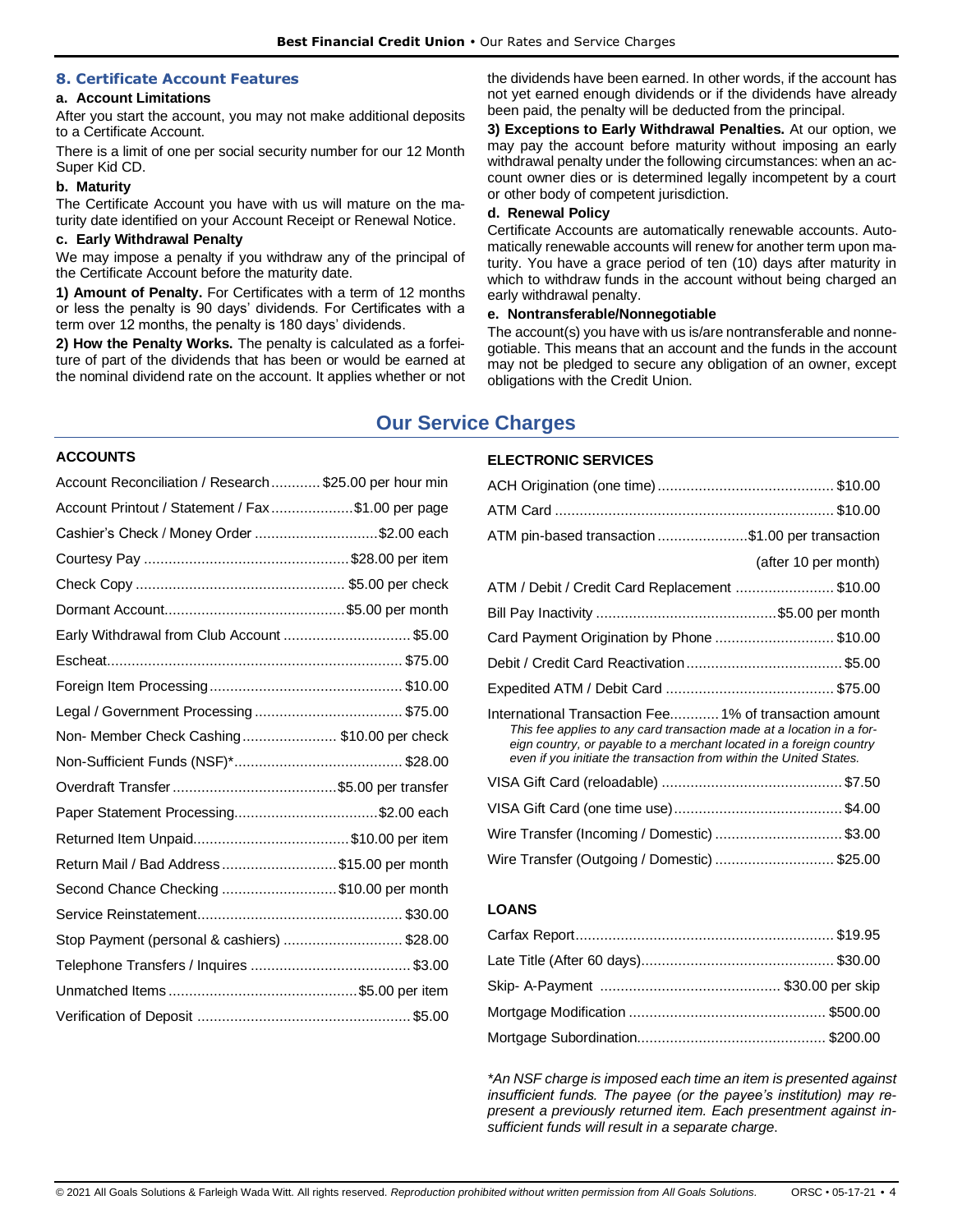## 8. Certificate Account Features

### a. Account Limitations

After you start the account, you may not make additional deposits to a Certificate Account.

There is a limit of one per social security number for our 12 Month Super Kid CD.

### b. Maturity

The Certificate Account you have with us will mature on the maturity date identified on your Account Receipt or Renewal Notice.

### c. Early Withdrawal Penalty

We may impose a penalty if you withdraw any of the principal of the Certificate Account before the maturity date.

**1) Amount of Penalty.** For Certificates with a term of 12 months or less the penalty is 90 days' dividends. For Certificates with a term over 12 months, the penalty is 180 days' dividends.

**2) How the Penalty Works.** The penalty is calculated as a forfeiture of part of the dividends that has been or would be earned at the nominal dividend rate on the account. It applies whether or not the dividends have been earned. In other words, if the account has not yet earned enough dividends or if the dividends have already been paid, the penalty will be deducted from the principal.

**3) Exceptions to Early Withdrawal Penalties.** At our option, we may pay the account before maturity without imposing an early withdrawal penalty under the following circumstances: when an account owner dies or is determined legally incompetent by a court or other body of competent jurisdiction.

### d. Renewal Policy

Certificate Accounts are automatically renewable accounts. Automatically renewable accounts will renew for another term upon maturity. You have a grace period of ten (10) days after maturity in which to withdraw funds in the account without being charged an early withdrawal penalty.

### e. Nontransferable/Nonnegotiable

The account(s) you have with us is/are nontransferable and nonnegotiable. This means that an account and the funds in the account may not be pledged to secure any obligation of an owner, except obligations with the Credit Union.

# Our Service Charges

### ACCOUNTS

| | |
|---|---|
| Account Reconciliation / Research | $25.00 per hour min |
| Account Printout / Statement / Fax | $1.00 per page |
| Cashier's Check / Money Order | $2.00 each |
| Courtesy Pay | $28.00 per item |
| Check Copy | $5.00 per check |
| Dormant Account | $5.00 per month |
| Early Withdrawal from Club Account | $5.00 |
| Escheat | $75.00 |
| Foreign Item Processing | $10.00 |
| Legal / Government Processing | $75.00 |
| Non- Member Check Cashing | $10.00 per check |
| Non-Sufficient Funds (NSF)* | $28.00 |
| Overdraft Transfer | $5.00 per transfer |
| Paper Statement Processing | $2.00 each |
| Returned Item Unpaid | $10.00 per item |
| Return Mail / Bad Address | $15.00 per month |
| Second Chance Checking | $10.00 per month |
| Service Reinstatement | $30.00 |
| Stop Payment (personal & cashiers) | $28.00 |
| Telephone Transfers / Inquires | $3.00 |
| Unmatched Items | $5.00 per item |
| Verification of Deposit | $5.00 |

### ELECTRONIC SERVICES

| | |
|---|---|
| ACH Origination (one time) | $10.00 |
| ATM Card | $10.00 |
| ATM pin-based transaction | $1.00 per transaction (after 10 per month) |
| ATM / Debit / Credit Card Replacement | $10.00 |
| Bill Pay Inactivity | $5.00 per month |
| Card Payment Origination by Phone | $10.00 |
| Debit / Credit Card Reactivation | $5.00 |
| Expedited ATM / Debit Card | $75.00 |
| International Transaction Fee | 1% of transaction amount |
| VISA Gift Card (reloadable) | $7.50 |
| VISA Gift Card (one time use) | $4.00 |
| Wire Transfer (Incoming / Domestic) | $3.00 |
| Wire Transfer (Outgoing / Domestic) | $25.00 |

*This fee applies to any card transaction made at a location in a foreign country, or payable to a merchant located in a foreign country even if you initiate the transaction from within the United States.*

### LOANS

| | |
|---|---|
| Carfax Report | $19.95 |
| Late Title (After 60 days) | $30.00 |
| Skip- A-Payment | $30.00 per skip |
| Mortgage Modification | $500.00 |
| Mortgage Subordination | $200.00 |

*\*An NSF charge is imposed each time an item is presented against insufficient funds. The payee (or the payee's institution) may re-present a previously returned item. Each presentment against insufficient funds will result in a separate charge.*

© 2021 All Goals Solutions & Farleigh Wada Witt. All rights reserved. *Reproduction prohibited without written permission from All Goals Solutions.* ORSC • 05-17-21